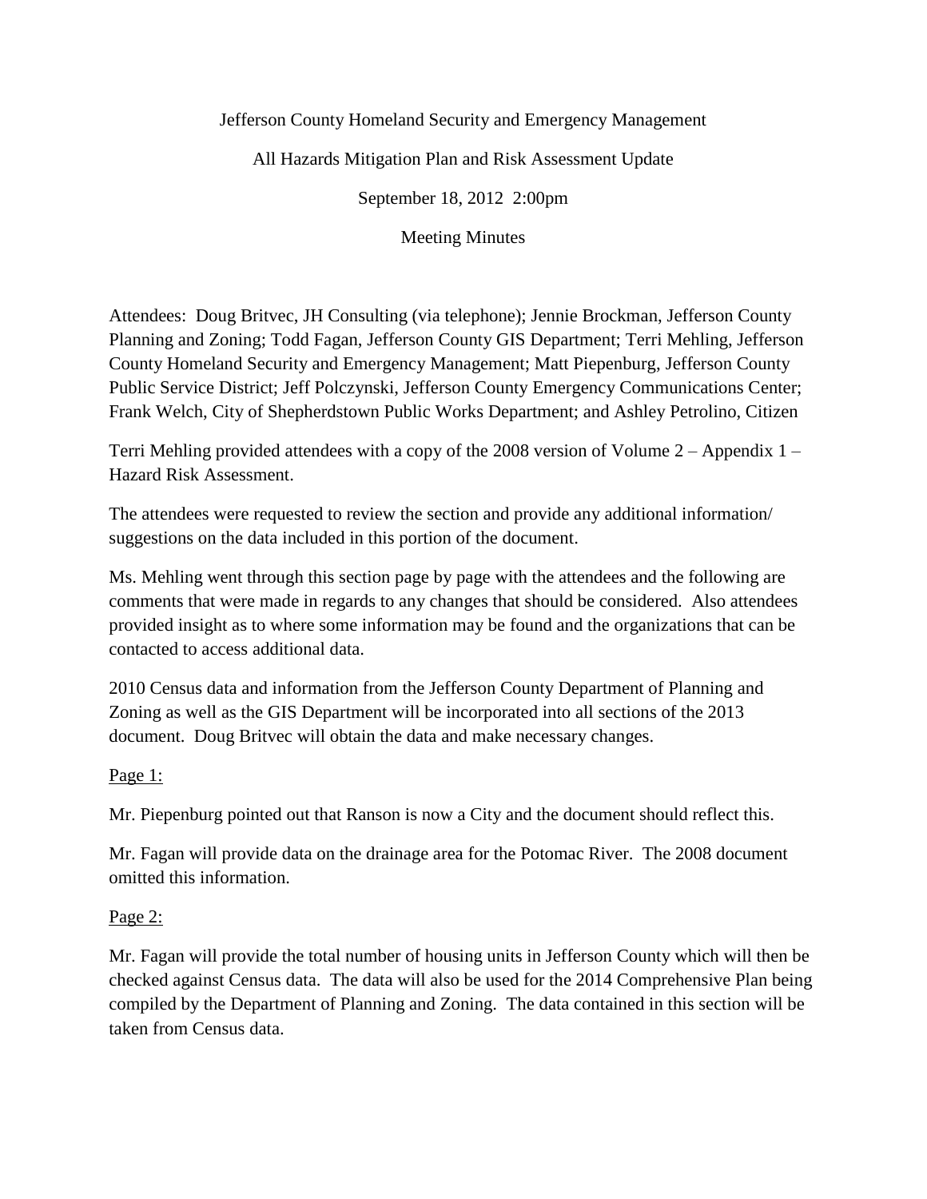Jefferson County Homeland Security and Emergency Management

All Hazards Mitigation Plan and Risk Assessment Update

September 18, 2012 2:00pm

Meeting Minutes

Attendees: Doug Britvec, JH Consulting (via telephone); Jennie Brockman, Jefferson County Planning and Zoning; Todd Fagan, Jefferson County GIS Department; Terri Mehling, Jefferson County Homeland Security and Emergency Management; Matt Piepenburg, Jefferson County Public Service District; Jeff Polczynski, Jefferson County Emergency Communications Center; Frank Welch, City of Shepherdstown Public Works Department; and Ashley Petrolino, Citizen

Terri Mehling provided attendees with a copy of the 2008 version of Volume 2 – Appendix 1 – Hazard Risk Assessment.

The attendees were requested to review the section and provide any additional information/ suggestions on the data included in this portion of the document.

Ms. Mehling went through this section page by page with the attendees and the following are comments that were made in regards to any changes that should be considered. Also attendees provided insight as to where some information may be found and the organizations that can be contacted to access additional data.

2010 Census data and information from the Jefferson County Department of Planning and Zoning as well as the GIS Department will be incorporated into all sections of the 2013 document. Doug Britvec will obtain the data and make necessary changes.

<u>Page 1:</u>

Mr. Piepenburg pointed out that Ranson is now a City and the document should reflect this.

Mr. Fagan will provide data on the drainage area for the Potomac River. The 2008 document omitted this information.

<u>Page 2:</u>

Mr. Fagan will provide the total number of housing units in Jefferson County which will then be checked against Census data. The data will also be used for the 2014 Comprehensive Plan being compiled by the Department of Planning and Zoning. The data contained in this section will be taken from Census data.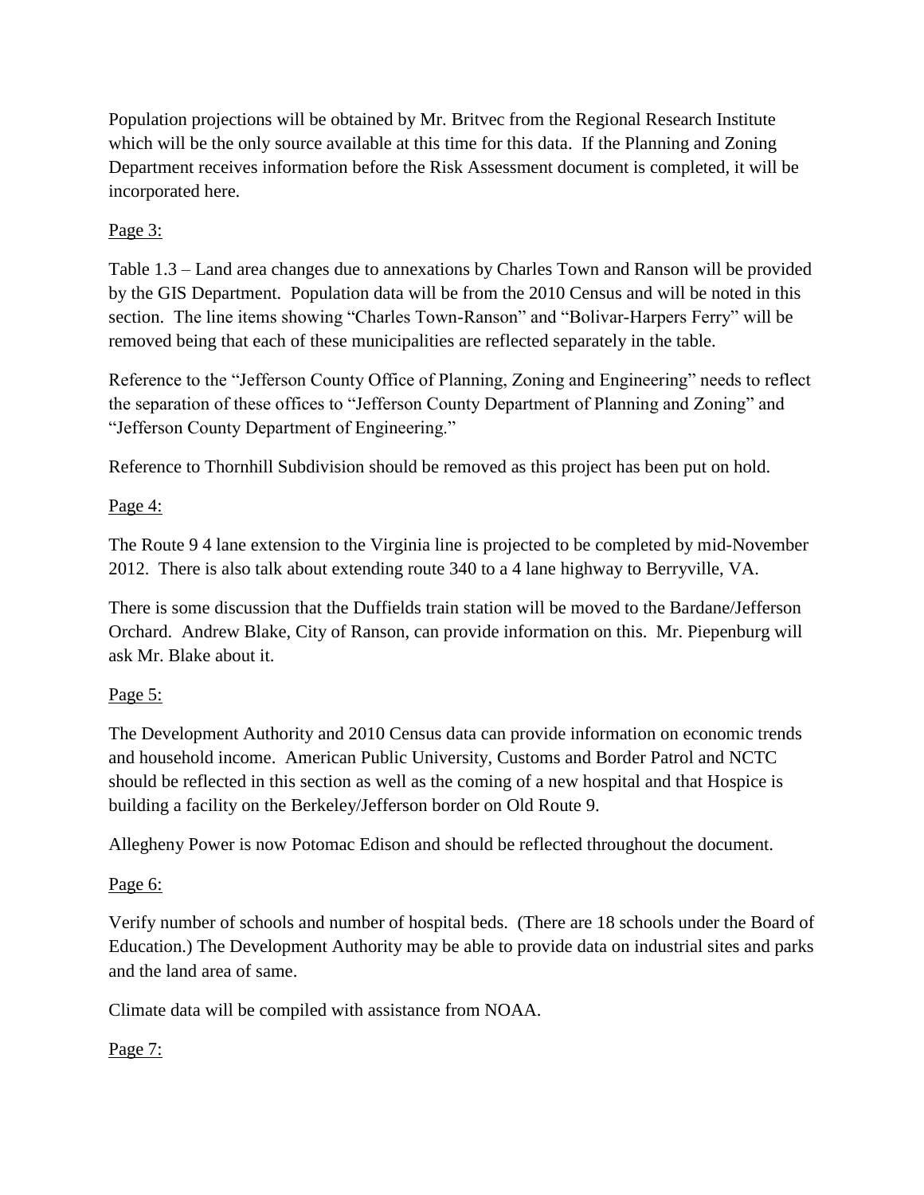Population projections will be obtained by Mr. Britvec from the Regional Research Institute which will be the only source available at this time for this data. If the Planning and Zoning Department receives information before the Risk Assessment document is completed, it will be incorporated here.

Page 3:

Table 1.3 – Land area changes due to annexations by Charles Town and Ranson will be provided by the GIS Department. Population data will be from the 2010 Census and will be noted in this section. The line items showing "Charles Town-Ranson" and "Bolivar-Harpers Ferry" will be removed being that each of these municipalities are reflected separately in the table.

Reference to the "Jefferson County Office of Planning, Zoning and Engineering" needs to reflect the separation of these offices to "Jefferson County Department of Planning and Zoning" and "Jefferson County Department of Engineering."

Reference to Thornhill Subdivision should be removed as this project has been put on hold.

Page 4:

The Route 9 4 lane extension to the Virginia line is projected to be completed by mid-November 2012. There is also talk about extending route 340 to a 4 lane highway to Berryville, VA.

There is some discussion that the Duffields train station will be moved to the Bardane/Jefferson Orchard. Andrew Blake, City of Ranson, can provide information on this. Mr. Piepenburg will ask Mr. Blake about it.

Page 5:

The Development Authority and 2010 Census data can provide information on economic trends and household income. American Public University, Customs and Border Patrol and NCTC should be reflected in this section as well as the coming of a new hospital and that Hospice is building a facility on the Berkeley/Jefferson border on Old Route 9.

Allegheny Power is now Potomac Edison and should be reflected throughout the document.

Page 6:

Verify number of schools and number of hospital beds. (There are 18 schools under the Board of Education.) The Development Authority may be able to provide data on industrial sites and parks and the land area of same.

Climate data will be compiled with assistance from NOAA.

Page 7: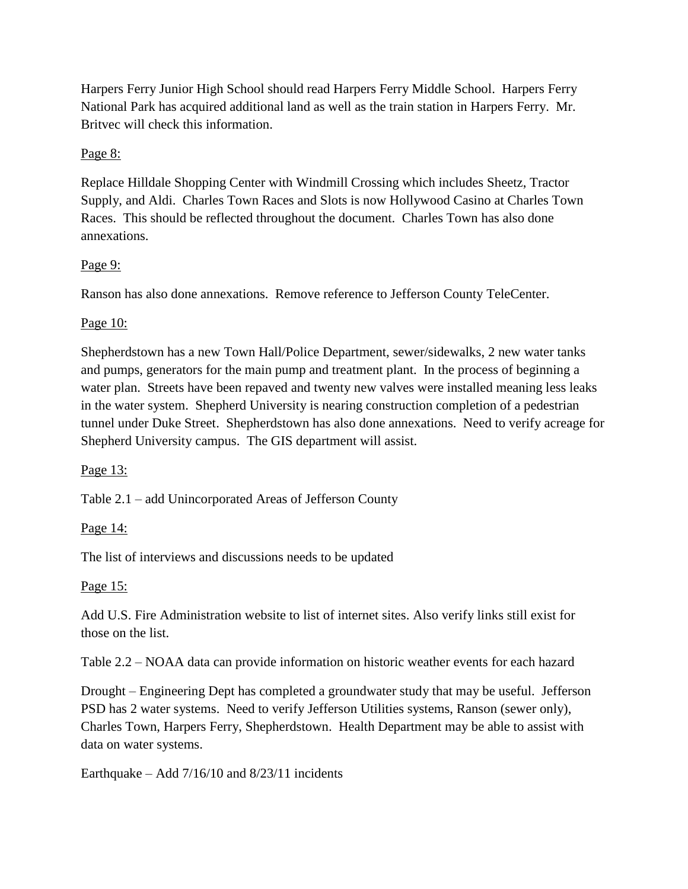Harpers Ferry Junior High School should read Harpers Ferry Middle School. Harpers Ferry National Park has acquired additional land as well as the train station in Harpers Ferry. Mr. Britvec will check this information.

Page 8:

Replace Hilldale Shopping Center with Windmill Crossing which includes Sheetz, Tractor Supply, and Aldi. Charles Town Races and Slots is now Hollywood Casino at Charles Town Races. This should be reflected throughout the document. Charles Town has also done annexations.

Page 9:

Ranson has also done annexations. Remove reference to Jefferson County TeleCenter.

Page 10:

Shepherdstown has a new Town Hall/Police Department, sewer/sidewalks, 2 new water tanks and pumps, generators for the main pump and treatment plant. In the process of beginning a water plan. Streets have been repaved and twenty new valves were installed meaning less leaks in the water system. Shepherd University is nearing construction completion of a pedestrian tunnel under Duke Street. Shepherdstown has also done annexations. Need to verify acreage for Shepherd University campus. The GIS department will assist.

Page 13:

Table 2.1 – add Unincorporated Areas of Jefferson County

Page 14:

The list of interviews and discussions needs to be updated

Page 15:

Add U.S. Fire Administration website to list of internet sites. Also verify links still exist for those on the list.

Table 2.2 – NOAA data can provide information on historic weather events for each hazard

Drought – Engineering Dept has completed a groundwater study that may be useful. Jefferson PSD has 2 water systems. Need to verify Jefferson Utilities systems, Ranson (sewer only), Charles Town, Harpers Ferry, Shepherdstown. Health Department may be able to assist with data on water systems.

Earthquake – Add 7/16/10 and 8/23/11 incidents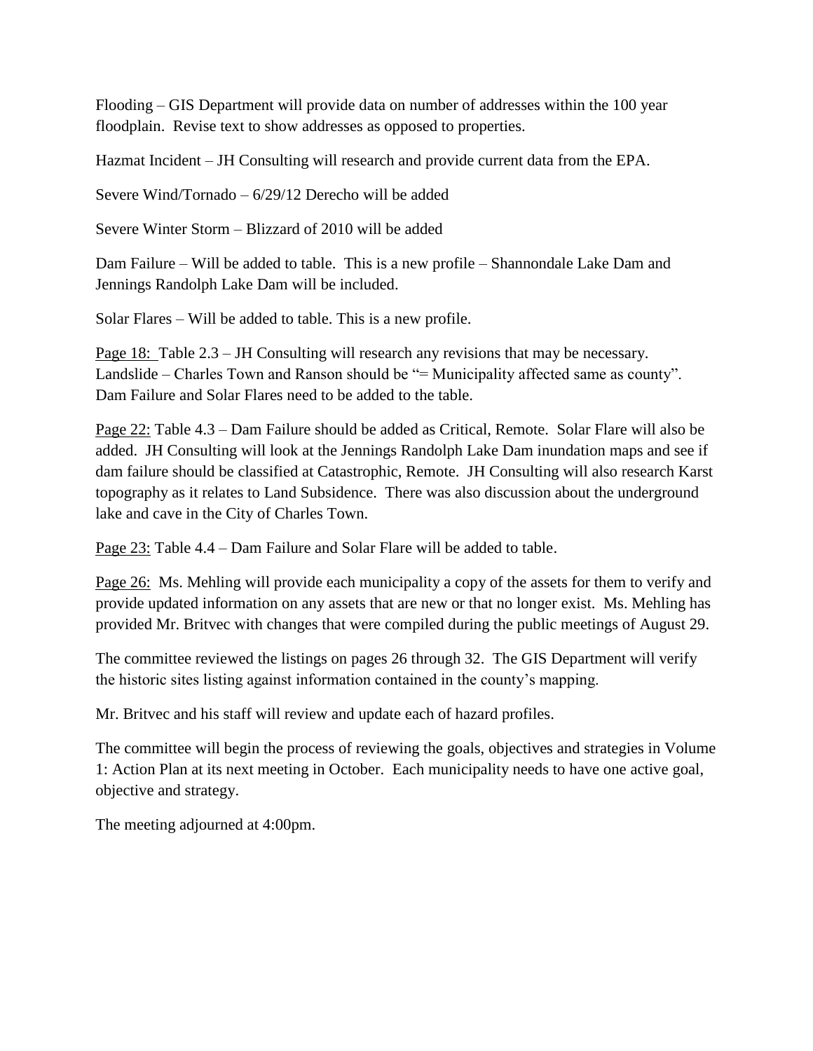Flooding – GIS Department will provide data on number of addresses within the 100 year floodplain. Revise text to show addresses as opposed to properties.

Hazmat Incident – JH Consulting will research and provide current data from the EPA.

Severe Wind/Tornado – 6/29/12 Derecho will be added

Severe Winter Storm – Blizzard of 2010 will be added

Dam Failure – Will be added to table. This is a new profile – Shannondale Lake Dam and Jennings Randolph Lake Dam will be included.

Solar Flares – Will be added to table. This is a new profile.

Page 18: Table 2.3 – JH Consulting will research any revisions that may be necessary. Landslide – Charles Town and Ranson should be "= Municipality affected same as county". Dam Failure and Solar Flares need to be added to the table.

Page 22: Table 4.3 – Dam Failure should be added as Critical, Remote. Solar Flare will also be added. JH Consulting will look at the Jennings Randolph Lake Dam inundation maps and see if dam failure should be classified at Catastrophic, Remote. JH Consulting will also research Karst topography as it relates to Land Subsidence. There was also discussion about the underground lake and cave in the City of Charles Town.

Page 23: Table 4.4 – Dam Failure and Solar Flare will be added to table.

Page 26: Ms. Mehling will provide each municipality a copy of the assets for them to verify and provide updated information on any assets that are new or that no longer exist. Ms. Mehling has provided Mr. Britvec with changes that were compiled during the public meetings of August 29.

The committee reviewed the listings on pages 26 through 32. The GIS Department will verify the historic sites listing against information contained in the county's mapping.

Mr. Britvec and his staff will review and update each of hazard profiles.

The committee will begin the process of reviewing the goals, objectives and strategies in Volume 1: Action Plan at its next meeting in October. Each municipality needs to have one active goal, objective and strategy.

The meeting adjourned at 4:00pm.